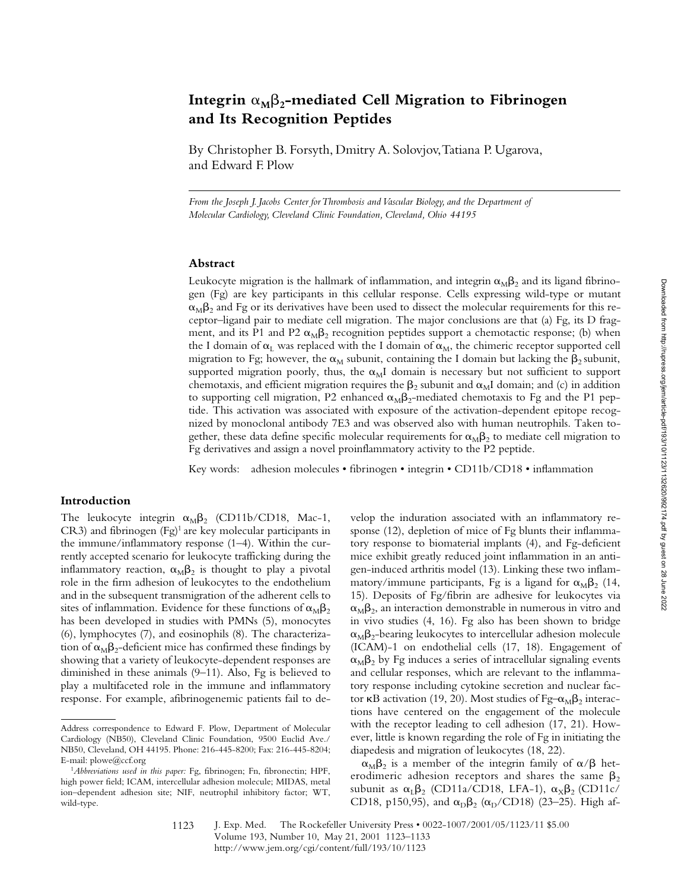# Integrin $\alpha_M\beta_2$-mediated Cell Migration to Fibrinogen and Its Recognition Peptides

By Christopher B. Forsyth, Dmitry A. Solovjov, Tatiana P. Ugarova, and Edward F. Plow

*From the Joseph J. Jacobs Center for Thrombosis and Vascular Biology, and the Department of Molecular Cardiology, Cleveland Clinic Foundation, Cleveland, Ohio 44195*

## Abstract

Leukocyte migration is the hallmark of inflammation, and integrin $\alpha_M\beta_2$ and its ligand fibrinogen (Fg) are key participants in this cellular response. Cells expressing wild-type or mutant $\alpha_M\beta_2$ and Fg or its derivatives have been used to dissect the molecular requirements for this receptor–ligand pair to mediate cell migration. The major conclusions are that (a) Fg, its D fragment, and its P1 and P2 $\alpha_M\beta_2$ recognition peptides support a chemotactic response; (b) when the I domain of $\alpha_L$ was replaced with the I domain of $\alpha_M$, the chimeric receptor supported cell migration to Fg; however, the $\alpha_M$ subunit, containing the I domain but lacking the $\beta_2$ subunit, supported migration poorly, thus, the $\alpha_M$I domain is necessary but not sufficient to support chemotaxis, and efficient migration requires the $\beta_2$ subunit and $\alpha_M$I domain; and (c) in addition to supporting cell migration, P2 enhanced $\alpha_M\beta_2$-mediated chemotaxis to Fg and the P1 peptide. This activation was associated with exposure of the activation-dependent epitope recognized by monoclonal antibody 7E3 and was observed also with human neutrophils. Taken together, these data define specific molecular requirements for $\alpha_M\beta_2$ to mediate cell migration to Fg derivatives and assign a novel proinflammatory activity to the P2 peptide.

Key words: adhesion molecules • fibrinogen • integrin • CD11b/CD18 • inflammation

## Introduction

The leukocyte integrin $\alpha_M\beta_2$ (CD11b/CD18, Mac-1, CR3) and fibrinogen (Fg)[1] are key molecular participants in the immune/inflammatory response (1–4). Within the currently accepted scenario for leukocyte trafficking during the inflammatory reaction, $\alpha_M\beta_2$ is thought to play a pivotal role in the firm adhesion of leukocytes to the endothelium and in the subsequent transmigration of the adherent cells to sites of inflammation. Evidence for these functions of $\alpha_M\beta_2$ has been developed in studies with PMNs (5), monocytes (6), lymphocytes (7), and eosinophils (8). The characterization of $\alpha_M\beta_2$-deficient mice has confirmed these findings by showing that a variety of leukocyte-dependent responses are diminished in these animals (9–11). Also, Fg is believed to play a multifaceted role in the immune and inflammatory response. For example, afibrinogenemic patients fail to develop the induration associated with an inflammatory response (12), depletion of mice of Fg blunts their inflammatory response to biomaterial implants (4), and Fg-deficient mice exhibit greatly reduced joint inflammation in an antigen-induced arthritis model (13). Linking these two inflammatory/immune participants, Fg is a ligand for $\alpha_M\beta_2$ (14, 15). Deposits of Fg/fibrin are adhesive for leukocytes via $\alpha_M\beta_2$, an interaction demonstrable in numerous in vitro and in vivo studies (4, 16). Fg also has been shown to bridge $\alpha_M\beta_2$-bearing leukocytes to intercellular adhesion molecule (ICAM)-1 on endothelial cells (17, 18). Engagement of $\alpha_M\beta_2$ by Fg induces a series of intracellular signaling events and cellular responses, which are relevant to the inflammatory response including cytokine secretion and nuclear factor κB activation (19, 20). Most studies of Fg–$\alpha_M\beta_2$ interactions have centered on the engagement of the molecule with the receptor leading to cell adhesion (17, 21). However, little is known regarding the role of Fg in initiating the diapedesis and migration of leukocytes (18, 22).

$\alpha_M\beta_2$ is a member of the integrin family of $\alpha/\beta$ heterodimeric adhesion receptors and shares the same $\beta_2$ subunit as $\alpha_L\beta_2$ (CD11a/CD18, LFA-1), $\alpha_X\beta_2$ (CD11c/CD18, p150,95), and $\alpha_D\beta_2$ ($\alpha_D$/CD18) (23–25). High af-

Address correspondence to Edward F. Plow, Department of Molecular Cardiology (NB50), Cleveland Clinic Foundation, 9500 Euclid Ave./NB50, Cleveland, OH 44195. Phone: 216-445-8200; Fax: 216-445-8204; E-mail: plowe@ccf.org

[1] *Abbreviations used in this paper:* Fg, fibrinogen; Fn, fibronectin; HPF, high power field; ICAM, intercellular adhesion molecule; MIDAS, metal ion–dependent adhesion site; NIF, neutrophil inhibitory factor; WT, wild-type.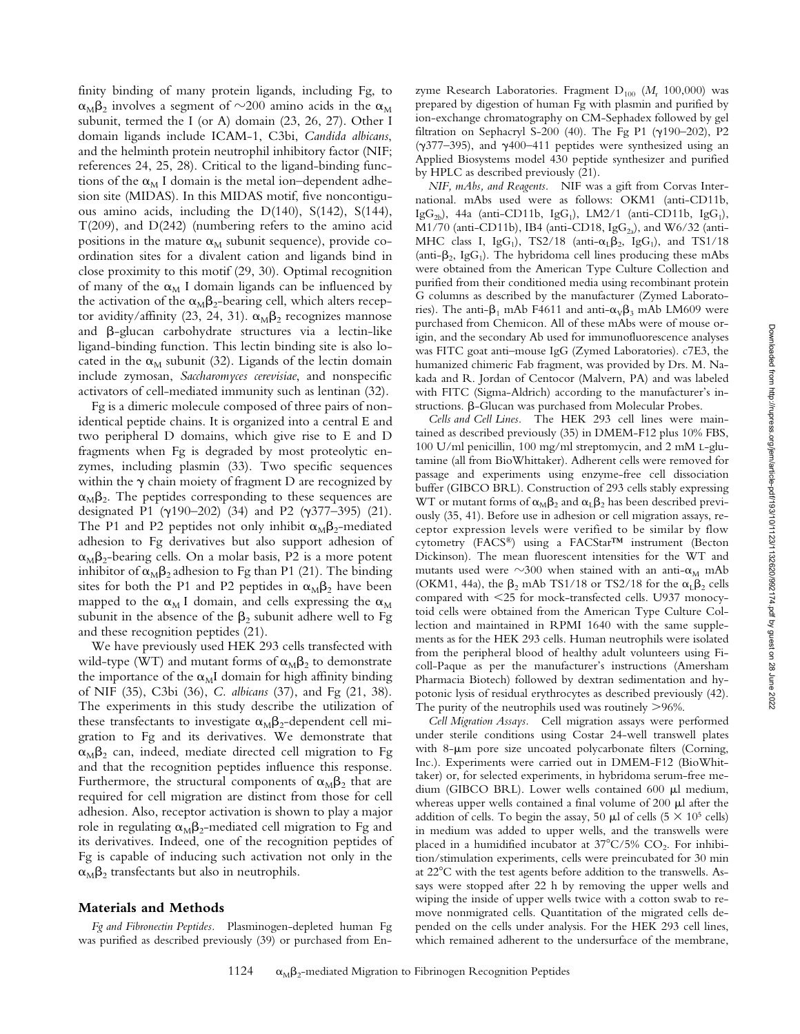finity binding of many protein ligands, including Fg, to $\alpha_M\beta_2$ involves a segment of ~200 amino acids in the $\alpha_M$ subunit, termed the I (or A) domain (23, 26, 27). Other I domain ligands include ICAM-1, C3bi, *Candida albicans*, and the helminth protein neutrophil inhibitory factor (NIF; references 24, 25, 28). Critical to the ligand-binding functions of the $\alpha_M$ I domain is the metal ion–dependent adhesion site (MIDAS). In this MIDAS motif, five noncontiguous amino acids, including the D(140), S(142), S(144), T(209), and D(242) (numbering refers to the amino acid positions in the mature $\alpha_M$ subunit sequence), provide coordination sites for a divalent cation and ligands bind in close proximity to this motif (29, 30). Optimal recognition of many of the $\alpha_M$ I domain ligands can be influenced by the activation of the $\alpha_M\beta_2$-bearing cell, which alters receptor avidity/affinity (23, 24, 31). $\alpha_M\beta_2$ recognizes mannose and β-glucan carbohydrate structures via a lectin-like ligand-binding function. This lectin binding site is also located in the $\alpha_M$ subunit (32). Ligands of the lectin domain include zymosan, *Saccharomyces cerevisiae*, and nonspecific activators of cell-mediated immunity such as lentinan (32).

Fg is a dimeric molecule composed of three pairs of nonidentical peptide chains. It is organized into a central E and two peripheral D domains, which give rise to E and D fragments when Fg is degraded by most proteolytic enzymes, including plasmin (33). Two specific sequences within the γ chain moiety of fragment D are recognized by $\alpha_M\beta_2$. The peptides corresponding to these sequences are designated P1 (γ190–202) (34) and P2 (γ377–395) (21). The P1 and P2 peptides not only inhibit $\alpha_M\beta_2$-mediated adhesion to Fg derivatives but also support adhesion of $\alpha_M\beta_2$-bearing cells. On a molar basis, P2 is a more potent inhibitor of $\alpha_M\beta_2$ adhesion to Fg than P1 (21). The binding sites for both the P1 and P2 peptides in $\alpha_M\beta_2$ have been mapped to the $\alpha_M$ I domain, and cells expressing the $\alpha_M$ subunit in the absence of the $\beta_2$ subunit adhere well to Fg and these recognition peptides (21).

We have previously used HEK 293 cells transfected with wild-type (WT) and mutant forms of $\alpha_M\beta_2$ to demonstrate the importance of the $\alpha_M$I domain for high affinity binding of NIF (35), C3bi (36), *C. albicans* (37), and Fg (21, 38). The experiments in this study describe the utilization of these transfectants to investigate $\alpha_M\beta_2$-dependent cell migration to Fg and its derivatives. We demonstrate that $\alpha_M\beta_2$ can, indeed, mediate directed cell migration to Fg and that the recognition peptides influence this response. Furthermore, the structural components of $\alpha_M\beta_2$ that are required for cell migration are distinct from those for cell adhesion. Also, receptor activation is shown to play a major role in regulating $\alpha_M\beta_2$-mediated cell migration to Fg and its derivatives. Indeed, one of the recognition peptides of Fg is capable of inducing such activation not only in the $\alpha_M\beta_2$ transfectants but also in neutrophils.

## Materials and Methods

*Fg and Fibronectin Peptides.* Plasminogen-depleted human Fg was purified as described previously (39) or purchased from Enzyme Research Laboratories. Fragment $D_{100}$ ($M_r$ 100,000) was prepared by digestion of human Fg with plasmin and purified by ion-exchange chromatography on CM-Sephadex followed by gel filtration on Sephacryl S-200 (40). The Fg P1 (γ190–202), P2 (γ377–395), and γ400–411 peptides were synthesized using an Applied Biosystems model 430 peptide synthesizer and purified by HPLC as described previously (21).

*NIF, mAbs, and Reagents.* NIF was a gift from Corvas International. mAbs used were as follows: OKM1 (anti-CD11b, $IgG_{2b}$), 44a (anti-CD11b, $IgG_1$), LM2/1 (anti-CD11b, $IgG_1$), M1/70 (anti-CD11b), IB4 (anti-CD18, $IgG_{2a}$), and W6/32 (anti-MHC class I, $IgG_1$), TS2/18 (anti-$\alpha_L\beta_2$, $IgG_1$), and TS1/18 (anti-$\beta_2$, $IgG_1$). The hybridoma cell lines producing these mAbs were obtained from the American Type Culture Collection and purified from their conditioned media using recombinant protein G columns as described by the manufacturer (Zymed Laboratories). The anti-$\beta_1$ mAb F4611 and anti-$\alpha_V\beta_3$ mAb LM609 were purchased from Chemicon. All of these mAbs were of mouse origin, and the secondary Ab used for immunofluorescence analyses was FITC goat anti–mouse IgG (Zymed Laboratories). c7E3, the humanized chimeric Fab fragment, was provided by Drs. M. Nakada and R. Jordan of Centocor (Malvern, PA) and was labeled with FITC (Sigma-Aldrich) according to the manufacturer's instructions. β-Glucan was purchased from Molecular Probes.

*Cells and Cell Lines.* The HEK 293 cell lines were maintained as described previously (35) in DMEM-F12 plus 10% FBS, 100 U/ml penicillin, 100 mg/ml streptomycin, and 2 mM L-glutamine (all from BioWhittaker). Adherent cells were removed for passage and experiments using enzyme-free cell dissociation buffer (GIBCO BRL). Construction of 293 cells stably expressing WT or mutant forms of $\alpha_M\beta_2$ and $\alpha_L\beta_2$ has been described previously (35, 41). Before use in adhesion or cell migration assays, receptor expression levels were verified to be similar by flow cytometry (FACS®) using a FACStar™ instrument (Becton Dickinson). The mean fluorescent intensities for the WT and mutants used were ~300 when stained with an anti-$\alpha_M$ mAb (OKM1, 44a), the $\beta_2$ mAb TS1/18 or TS2/18 for the $\alpha_L\beta_2$ cells compared with <25 for mock-transfected cells. U937 monocytoid cells were obtained from the American Type Culture Collection and maintained in RPMI 1640 with the same supplements as for the HEK 293 cells. Human neutrophils were isolated from the peripheral blood of healthy adult volunteers using Ficoll-Paque as per the manufacturer's instructions (Amersham Pharmacia Biotech) followed by dextran sedimentation and hypotonic lysis of residual erythrocytes as described previously (42). The purity of the neutrophils used was routinely >96%.

*Cell Migration Assays.* Cell migration assays were performed under sterile conditions using Costar 24-well transwell plates with 8-μm pore size uncoated polycarbonate filters (Corning, Inc.). Experiments were carried out in DMEM-F12 (BioWhittaker) or, for selected experiments, in hybridoma serum-free medium (GIBCO BRL). Lower wells contained 600 μl medium, whereas upper wells contained a final volume of 200 μl after the addition of cells. To begin the assay, 50 μl of cells ($5 \times 10^5$ cells) in medium was added to upper wells, and the transwells were placed in a humidified incubator at 37°C/5% $CO_2$. For inhibition/stimulation experiments, cells were preincubated for 30 min at 22°C with the test agents before addition to the transwells. Assays were stopped after 22 h by removing the upper wells and wiping the inside of upper wells twice with a cotton swab to remove nonmigrated cells. Quantitation of the migrated cells depended on the cells under analysis. For the HEK 293 cell lines, which remained adherent to the undersurface of the membrane,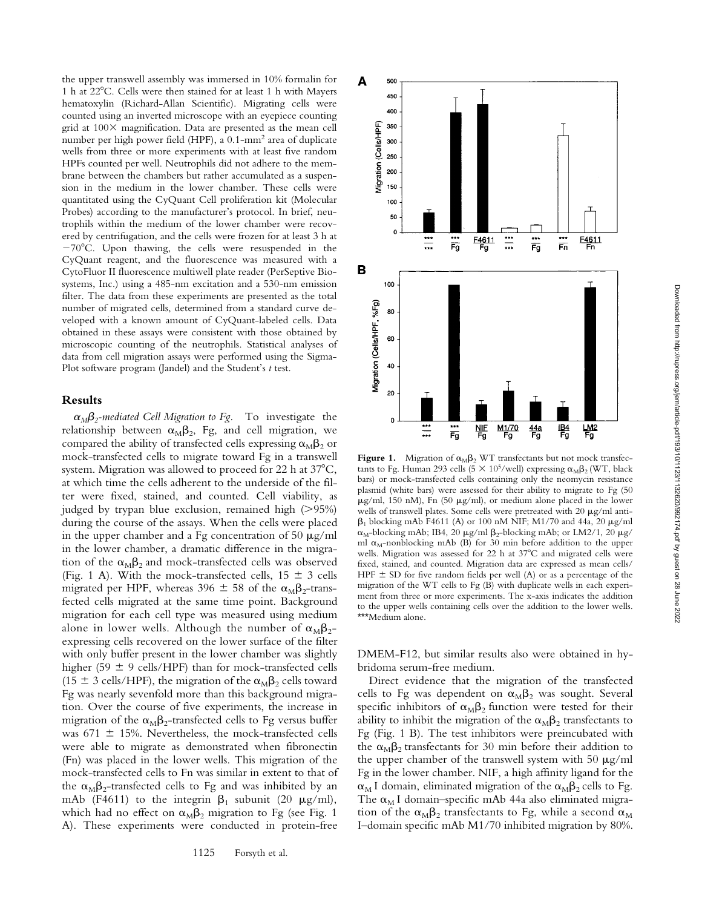the upper transwell assembly was immersed in 10% formalin for 1 h at 22°C. Cells were then stained for at least 1 h with Mayers hematoxylin (Richard-Allan Scientific). Migrating cells were counted using an inverted microscope with an eyepiece counting grid at 100× magnification. Data are presented as the mean cell number per high power field (HPF), a 0.1-mm$^2$ area of duplicate wells from three or more experiments with at least five random HPFs counted per well. Neutrophils did not adhere to the membrane between the chambers but rather accumulated as a suspension in the medium in the lower chamber. These cells were quantitated using the CyQuant Cell proliferation kit (Molecular Probes) according to the manufacturer's protocol. In brief, neutrophils within the medium of the lower chamber were recovered by centrifugation, and the cells were frozen for at least 3 h at −70°C. Upon thawing, the cells were resuspended in the CyQuant reagent, and the fluorescence was measured with a CytoFluor II fluorescence multiwell plate reader (PerSeptive Biosystems, Inc.) using a 485-nm excitation and a 530-nm emission filter. The data from these experiments are presented as the total number of migrated cells, determined from a standard curve developed with a known amount of CyQuant-labeled cells. Data obtained in these assays were consistent with those obtained by microscopic counting of the neutrophils. Statistical analyses of data from cell migration assays were performed using the SigmaPlot software program (Jandel) and the Student's *t* test.

## Results

*$\alpha_M\beta_2$-mediated Cell Migration to Fg.* To investigate the relationship between $\alpha_M\beta_2$, Fg, and cell migration, we compared the ability of transfected cells expressing $\alpha_M\beta_2$ or mock-transfected cells to migrate toward Fg in a transwell system. Migration was allowed to proceed for 22 h at 37°C, at which time the cells adherent to the underside of the filter were fixed, stained, and counted. Cell viability, as judged by trypan blue exclusion, remained high (>95%) during the course of the assays. When the cells were placed in the upper chamber and a Fg concentration of 50 μg/ml in the lower chamber, a dramatic difference in the migration of the $\alpha_M\beta_2$ and mock-transfected cells was observed (Fig. 1 A). With the mock-transfected cells, 15 ± 3 cells migrated per HPF, whereas 396 ± 58 of the $\alpha_M\beta_2$-transfected cells migrated at the same time point. Background migration for each cell type was measured using medium alone in lower wells. Although the number of $\alpha_M\beta_2$-expressing cells recovered on the lower surface of the filter with only buffer present in the lower chamber was slightly higher (59 ± 9 cells/HPF) than for mock-transfected cells (15 ± 3 cells/HPF), the migration of the $\alpha_M\beta_2$ cells toward Fg was nearly sevenfold more than this background migration. Over the course of five experiments, the increase in migration of the $\alpha_M\beta_2$-transfected cells to Fg versus buffer was 671 ± 15%. Nevertheless, the mock-transfected cells were able to migrate as demonstrated when fibronectin (Fn) was placed in the lower wells. This migration of the mock-transfected cells to Fn was similar in extent to that of the $\alpha_M\beta_2$-transfected cells to Fg and was inhibited by an mAb (F4611) to the integrin $\beta_1$ subunit (20 μg/ml), which had no effect on $\alpha_M\beta_2$ migration to Fg (see Fig. 1 A). These experiments were conducted in protein-free DMEM-F12, but similar results also were obtained in hybridoma serum-free medium.

**Figure 1.** Migration of $\alpha_M\beta_2$ WT transfectants but not mock transfectants to Fg. Human 293 cells (5 × 10$^5$/well) expressing $\alpha_M\beta_2$ (WT, black bars) or mock-transfected cells containing only the neomycin resistance plasmid (white bars) were assessed for their ability to migrate to Fg (50 μg/ml, 150 nM), Fn (50 μg/ml), or medium alone placed in the lower wells of transwell plates. Some cells were pretreated with 20 μg/ml anti-$\beta_1$ blocking mAb F4611 (A) or 100 nM NIF; M1/70 and 44a, 20 μg/ml $\alpha_M$-blocking mAb; IB4, 20 μg/ml $\beta_2$-blocking mAb; or LM2/1, 20 μg/ml $\alpha_M$-nonblocking mAb (B) for 30 min before addition to the upper wells. Migration was assessed for 22 h at 37°C and migrated cells were fixed, stained, and counted. Migration data are expressed as mean cells/HPF ± SD for five random fields per well (A) or as a percentage of the migration of the WT cells to Fg (B) with duplicate wells in each experiment from three or more experiments. The x-axis indicates the addition to the upper wells containing cells over the addition to the lower wells. ***Medium alone.

Direct evidence that the migration of the transfected cells to Fg was dependent on $\alpha_M\beta_2$ was sought. Several specific inhibitors of $\alpha_M\beta_2$ function were tested for their ability to inhibit the migration of the $\alpha_M\beta_2$ transfectants to Fg (Fig. 1 B). The test inhibitors were preincubated with the $\alpha_M\beta_2$ transfectants for 30 min before their addition to the upper chamber of the transwell system with 50 μg/ml Fg in the lower chamber. NIF, a high affinity ligand for the $\alpha_M$ I domain, eliminated migration of the $\alpha_M\beta_2$ cells to Fg. The $\alpha_M$ I domain–specific mAb 44a also eliminated migration of the $\alpha_M\beta_2$ transfectants to Fg, while a second $\alpha_M$ I–domain specific mAb M1/70 inhibited migration by 80%.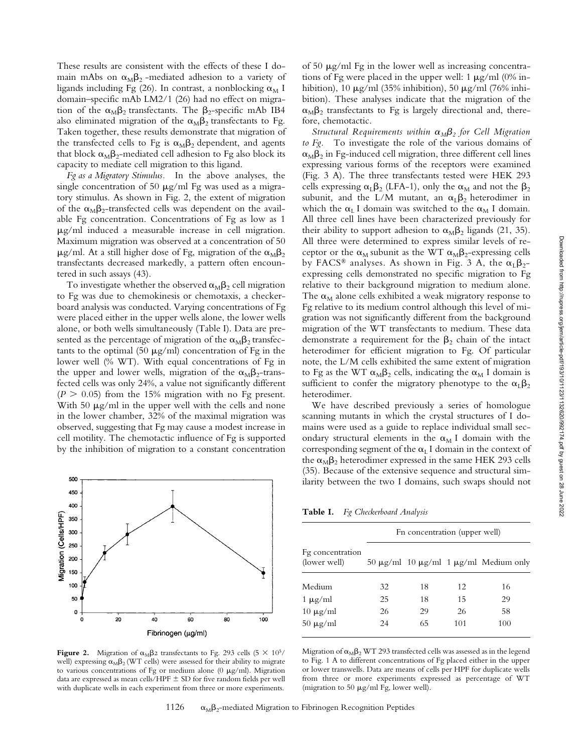These results are consistent with the effects of these I domain mAbs on $\alpha_M\beta_2$-mediated adhesion to a variety of ligands including Fg (26). In contrast, a nonblocking $\alpha_M$ I domain–specific mAb LM2/1 (26) had no effect on migration of the $\alpha_M\beta_2$ transfectants. The $\beta_2$-specific mAb IB4 also eliminated migration of the $\alpha_M\beta_2$ transfectants to Fg. Taken together, these results demonstrate that migration of the transfected cells to Fg is $\alpha_M\beta_2$ dependent, and agents that block $\alpha_M\beta_2$-mediated cell adhesion to Fg also block its capacity to mediate cell migration to this ligand.

*Fg as a Migratory Stimulus.* In the above analyses, the single concentration of 50 μg/ml Fg was used as a migratory stimulus. As shown in Fig. 2, the extent of migration of the $\alpha_M\beta_2$-transfected cells was dependent on the available Fg concentration. Concentrations of Fg as low as 1 μg/ml induced a measurable increase in cell migration. Maximum migration was observed at a concentration of 50 μg/ml. At a still higher dose of Fg, migration of the $\alpha_M\beta_2$ transfectants decreased markedly, a pattern often encountered in such assays (43).

To investigate whether the observed $\alpha_M\beta_2$ cell migration to Fg was due to chemokinesis or chemotaxis, a checkerboard analysis was conducted. Varying concentrations of Fg were placed either in the upper wells alone, the lower wells alone, or both wells simultaneously (Table I). Data are presented as the percentage of migration of the $\alpha_M\beta_2$ transfectants to the optimal (50 μg/ml) concentration of Fg in the lower well (% WT). With equal concentrations of Fg in the upper and lower wells, migration of the $\alpha_M\beta_2$-transfected cells was only 24%, a value not significantly different ($P > 0.05$) from the 15% migration with no Fg present. With 50 μg/ml in the upper well with the cells and none in the lower chamber, 32% of the maximal migration was observed, suggesting that Fg may cause a modest increase in cell motility. The chemotactic influence of Fg is supported by the inhibition of migration to a constant concentration of 50 μg/ml Fg in the lower well as increasing concentrations of Fg were placed in the upper well: 1 μg/ml (0% inhibition), 10 μg/ml (35% inhibition), 50 μg/ml (76% inhibition). These analyses indicate that the migration of the $\alpha_M\beta_2$ transfectants to Fg is largely directional and, therefore, chemotactic.

**Figure 2.** Migration of $\alpha_M\beta_2$ transfectants to Fg. 293 cells ($5 \times 10^5$/well) expressing $\alpha_M\beta_2$ (WT cells) were assessed for their ability to migrate to various concentrations of Fg or medium alone (0 μg/ml). Migration data are expressed as mean cells/HPF ± SD for five random fields per well with duplicate wells in each experiment from three or more experiments.

*Structural Requirements within $\alpha_M\beta_2$ for Cell Migration to Fg.* To investigate the role of the various domains of $\alpha_M\beta_2$ in Fg-induced cell migration, three different cell lines expressing various forms of the receptors were examined (Fig. 3 A). The three transfectants tested were HEK 293 cells expressing $\alpha_L\beta_2$ (LFA-1), only the $\alpha_M$ and not the $\beta_2$ subunit, and the L/M mutant, an $\alpha_L\beta_2$ heterodimer in which the $\alpha_L$ I domain was switched to the $\alpha_M$ I domain. All three cell lines have been characterized previously for their ability to support adhesion to $\alpha_M\beta_2$ ligands (21, 35). All three were determined to express similar levels of receptor or the $\alpha_M$ subunit as the WT $\alpha_M\beta_2$-expressing cells by FACS® analyses. As shown in Fig. 3 A, the $\alpha_L\beta_2$-expressing cells demonstrated no specific migration to Fg relative to their background migration to medium alone. The $\alpha_M$ alone cells exhibited a weak migratory response to Fg relative to its medium control although this level of migration was not significantly different from the background migration of the WT transfectants to medium. These data demonstrate a requirement for the $\beta_2$ chain of the intact heterodimer for efficient migration to Fg. Of particular note, the L/M cells exhibited the same extent of migration to Fg as the WT $\alpha_M\beta_2$ cells, indicating the $\alpha_M$ I domain is sufficient to confer the migratory phenotype to the $\alpha_L\beta_2$ heterodimer.

We have described previously a series of homologue scanning mutants in which the crystal structures of I domains were used as a guide to replace individual small secondary structural elements in the $\alpha_M$ I domain with the corresponding segment of the $\alpha_L$ I domain in the context of the $\alpha_M\beta_2$ heterodimer expressed in the same HEK 293 cells (35). Because of the extensive sequence and structural similarity between the two I domains, such swaps should not

**Table I.** *Fg Checkerboard Analysis*

| Fg concentration (lower well) | Fn concentration (upper well) | | | |
|---|---|---|---|---|
| | 50 μg/ml | 10 μg/ml | 1 μg/ml | Medium only |
| Medium | 32 | 18 | 12 | 16 |
| 1 μg/ml | 25 | 18 | 15 | 29 |
| 10 μg/ml | 26 | 29 | 26 | 58 |
| 50 μg/ml | 24 | 65 | 101 | 100 |

Migration of $\alpha_M\beta_2$ WT 293 transfected cells was assessed as in the legend to Fig. 1 A to different concentrations of Fg placed either in the upper or lower transwells. Data are means of cells per HPF for duplicate wells from three or more experiments expressed as percentage of WT (migration to 50 μg/ml Fg, lower well).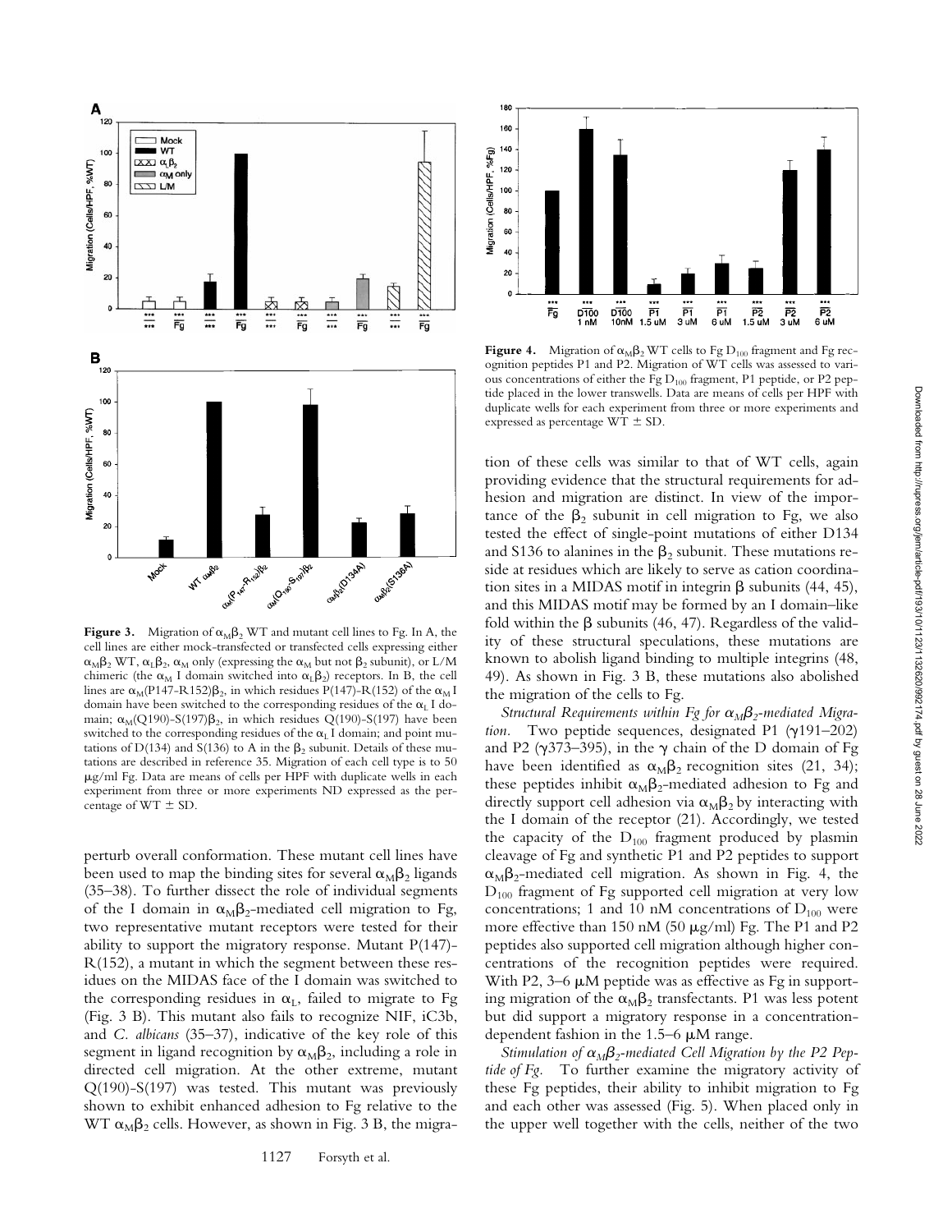**Figure 3.** Migration of $\alpha_M\beta_2$ WT and mutant cell lines to Fg. In A, the cell lines are either mock-transfected or transfected cells expressing either $\alpha_M\beta_2$ WT, $\alpha_L\beta_2$, $\alpha_M$ only (expressing the $\alpha_M$ but not $\beta_2$ subunit), or L/M chimeric (the $\alpha_M$ I domain switched into $\alpha_L\beta_2$) receptors. In B, the cell lines are $\alpha_M$(P147-R152)$\beta_2$, in which residues P(147)-R(152) of the $\alpha_M$ I domain have been switched to the corresponding residues of the $\alpha_L$ I domain; $\alpha_M$(Q190)-S(197)$\beta_2$, in which residues Q(190)-S(197) have been switched to the corresponding residues of the $\alpha_L$ I domain; and point mutations of D(134) and S(136) to A in the $\beta_2$ subunit. Details of these mutations are described in reference 35. Migration of each cell type is to 50 μg/ml Fg. Data are means of cells per HPF with duplicate wells in each experiment from three or more experiments ND expressed as the percentage of WT ± SD.

perturb overall conformation. These mutant cell lines have been used to map the binding sites for several $\alpha_M\beta_2$ ligands (35–38). To further dissect the role of individual segments of the I domain in $\alpha_M\beta_2$-mediated cell migration to Fg, two representative mutant receptors were tested for their ability to support the migratory response. Mutant P(147)-R(152), a mutant in which the segment between these residues on the MIDAS face of the I domain was switched to the corresponding residues in $\alpha_L$, failed to migrate to Fg (Fig. 3 B). This mutant also fails to recognize NIF, iC3b, and *C. albicans* (35–37), indicative of the key role of this segment in ligand recognition by $\alpha_M\beta_2$, including a role in directed cell migration. At the other extreme, mutant Q(190)-S(197) was tested. This mutant was previously shown to exhibit enhanced adhesion to Fg relative to the WT $\alpha_M\beta_2$ cells. However, as shown in Fig. 3 B, the migration of these cells was similar to that of WT cells, again providing evidence that the structural requirements for adhesion and migration are distinct. In view of the importance of the $\beta_2$ subunit in cell migration to Fg, we also tested the effect of single-point mutations of either D134 and S136 to alanines in the $\beta_2$ subunit. These mutations reside at residues which are likely to serve as cation coordination sites in a MIDAS motif in integrin β subunits (44, 45), and this MIDAS motif may be formed by an I domain–like fold within the β subunits (46, 47). Regardless of the validity of these structural speculations, these mutations are known to abolish ligand binding to multiple integrins (48, 49). As shown in Fig. 3 B, these mutations also abolished the migration of the cells to Fg.

**Figure 4.** Migration of $\alpha_M\beta_2$ WT cells to Fg $D_{100}$ fragment and Fg recognition peptides P1 and P2. Migration of WT cells was assessed to various concentrations of either the Fg $D_{100}$ fragment, P1 peptide, or P2 peptide placed in the lower transwells. Data are means of cells per HPF with duplicate wells for each experiment from three or more experiments and expressed as percentage WT ± SD.

*Structural Requirements within Fg for $\alpha_M\beta_2$-mediated Migration.* Two peptide sequences, designated P1 (γ191–202) and P2 (γ373–395), in the γ chain of the D domain of Fg have been identified as $\alpha_M\beta_2$ recognition sites (21, 34); these peptides inhibit $\alpha_M\beta_2$-mediated adhesion to Fg and directly support cell adhesion via $\alpha_M\beta_2$ by interacting with the I domain of the receptor (21). Accordingly, we tested the capacity of the $D_{100}$ fragment produced by plasmin cleavage of Fg and synthetic P1 and P2 peptides to support $\alpha_M\beta_2$-mediated cell migration. As shown in Fig. 4, the $D_{100}$ fragment of Fg supported cell migration at very low concentrations; 1 and 10 nM concentrations of $D_{100}$ were more effective than 150 nM (50 μg/ml) Fg. The P1 and P2 peptides also supported cell migration although higher concentrations of the recognition peptides were required. With P2, 3–6 μM peptide was as effective as Fg in supporting migration of the $\alpha_M\beta_2$ transfectants. P1 was less potent but did support a migratory response in a concentration-dependent fashion in the 1.5–6 μM range.

*Stimulation of $\alpha_M\beta_2$-mediated Cell Migration by the P2 Peptide of Fg.* To further examine the migratory activity of these Fg peptides, their ability to inhibit migration to Fg and each other was assessed (Fig. 5). When placed only in the upper well together with the cells, neither of the two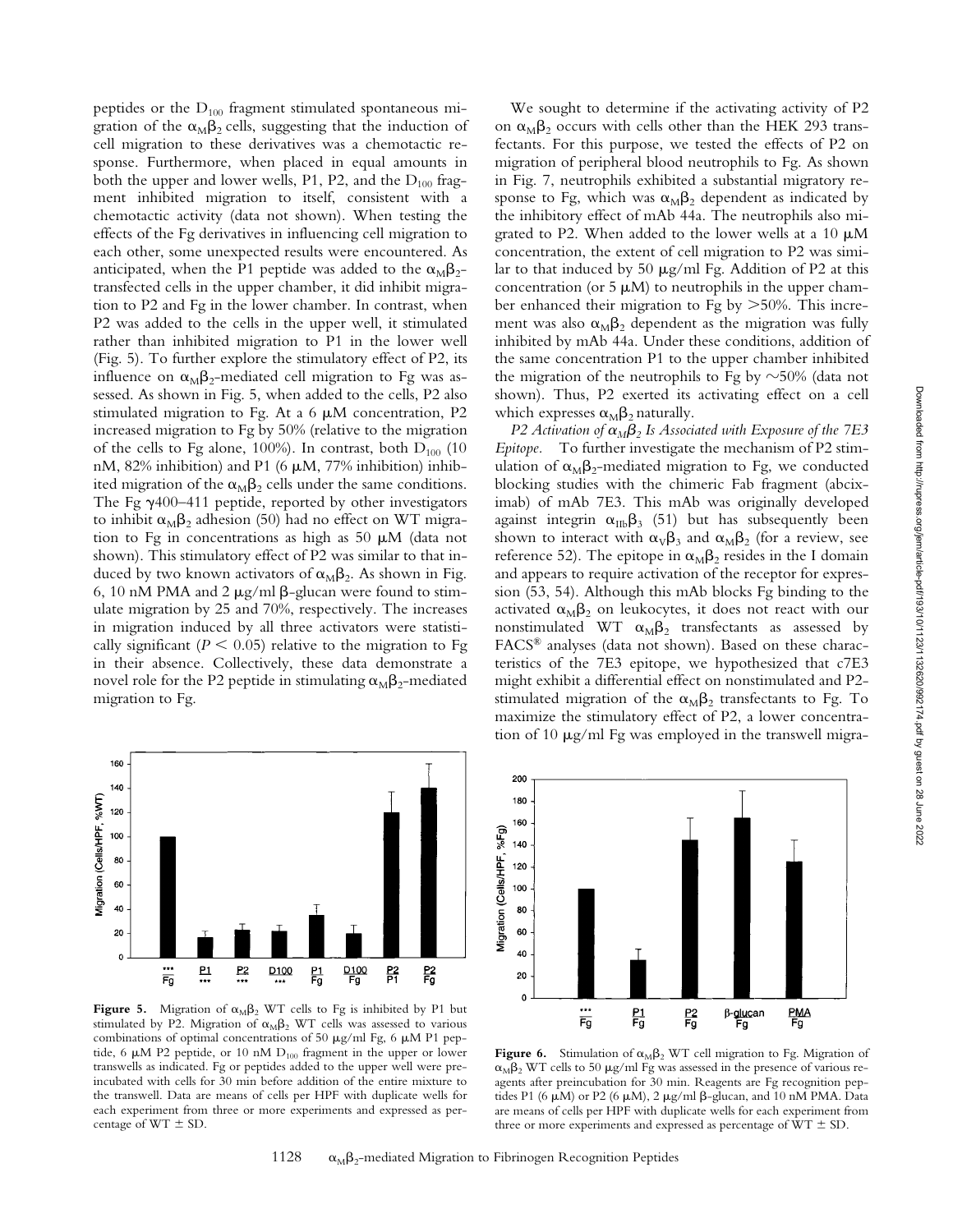peptides or the $D_{100}$ fragment stimulated spontaneous migration of the $\alpha_M\beta_2$ cells, suggesting that the induction of cell migration to these derivatives was a chemotactic response. Furthermore, when placed in equal amounts in both the upper and lower wells, P1, P2, and the $D_{100}$ fragment inhibited migration to itself, consistent with a chemotactic activity (data not shown). When testing the effects of the Fg derivatives in influencing cell migration to each other, some unexpected results were encountered. As anticipated, when the P1 peptide was added to the $\alpha_M\beta_2$-transfected cells in the upper chamber, it did inhibit migration to P2 and Fg in the lower chamber. In contrast, when P2 was added to the cells in the upper well, it stimulated rather than inhibited migration to P1 in the lower well (Fig. 5). To further explore the stimulatory effect of P2, its influence on $\alpha_M\beta_2$-mediated cell migration to Fg was assessed. As shown in Fig. 5, when added to the cells, P2 also stimulated migration to Fg. At a 6 μM concentration, P2 increased migration to Fg by 50% (relative to the migration of the cells to Fg alone, 100%). In contrast, both $D_{100}$ (10 nM, 82% inhibition) and P1 (6 μM, 77% inhibition) inhibited migration of the $\alpha_M\beta_2$ cells under the same conditions. The Fg γ400–411 peptide, reported by other investigators to inhibit $\alpha_M\beta_2$ adhesion (50) had no effect on WT migration to Fg in concentrations as high as 50 μM (data not shown). This stimulatory effect of P2 was similar to that induced by two known activators of $\alpha_M\beta_2$. As shown in Fig. 6, 10 nM PMA and 2 μg/ml β-glucan were found to stimulate migration by 25 and 70%, respectively. The increases in migration induced by all three activators were statistically significant ($P < 0.05$) relative to the migration to Fg in their absence. Collectively, these data demonstrate a novel role for the P2 peptide in stimulating $\alpha_M\beta_2$-mediated migration to Fg.

We sought to determine if the activating activity of P2 on $\alpha_M\beta_2$ occurs with cells other than the HEK 293 transfectants. For this purpose, we tested the effects of P2 on migration of peripheral blood neutrophils to Fg. As shown in Fig. 7, neutrophils exhibited a substantial migratory response to Fg, which was $\alpha_M\beta_2$ dependent as indicated by the inhibitory effect of mAb 44a. The neutrophils also migrated to P2. When added to the lower wells at a 10 μM concentration, the extent of cell migration to P2 was similar to that induced by 50 μg/ml Fg. Addition of P2 at this concentration (or 5 μM) to neutrophils in the upper chamber enhanced their migration to Fg by >50%. This increment was also $\alpha_M\beta_2$ dependent as the migration was fully inhibited by mAb 44a. Under these conditions, addition of the same concentration P1 to the upper chamber inhibited the migration of the neutrophils to Fg by ~50% (data not shown). Thus, P2 exerted its activating effect on a cell which expresses $\alpha_M\beta_2$ naturally.

*P2 Activation of $\alpha_M\beta_2$ Is Associated with Exposure of the 7E3 Epitope.* To further investigate the mechanism of P2 stimulation of $\alpha_M\beta_2$-mediated migration to Fg, we conducted blocking studies with the chimeric Fab fragment (abciximab) of mAb 7E3. This mAb was originally developed against integrin $\alpha_{IIb}\beta_3$ (51) but has subsequently been shown to interact with $\alpha_V\beta_3$ and $\alpha_M\beta_2$ (for a review, see reference 52). The epitope in $\alpha_M\beta_2$ resides in the I domain and appears to require activation of the receptor for expression (53, 54). Although this mAb blocks Fg binding to the activated $\alpha_M\beta_2$ on leukocytes, it does not react with our nonstimulated WT $\alpha_M\beta_2$ transfectants as assessed by FACS® analyses (data not shown). Based on these characteristics of the 7E3 epitope, we hypothesized that c7E3 might exhibit a differential effect on nonstimulated and P2-stimulated migration of the $\alpha_M\beta_2$ transfectants to Fg. To maximize the stimulatory effect of P2, a lower concentration of 10 μg/ml Fg was employed in the transwell migra-

**Figure 5.** Migration of $\alpha_M\beta_2$ WT cells to Fg is inhibited by P1 but stimulated by P2. Migration of $\alpha_M\beta_2$ WT cells was assessed to various combinations of optimal concentrations of 50 μg/ml Fg, 6 μM P1 peptide, 6 μM P2 peptide, or 10 nM $D_{100}$ fragment in the upper or lower transwells as indicated. Fg or peptides added to the upper well were preincubated with cells for 30 min before addition of the entire mixture to the transwell. Data are means of cells per HPF with duplicate wells for each experiment from three or more experiments and expressed as percentage of WT ± SD.

**Figure 6.** Stimulation of $\alpha_M\beta_2$ WT cell migration to Fg. Migration of $\alpha_M\beta_2$ WT cells to 50 μg/ml Fg was assessed in the presence of various reagents after preincubation for 30 min. Reagents are Fg recognition peptides P1 (6 μM) or P2 (6 μM), 2 μg/ml β-glucan, and 10 nM PMA. Data are means of cells per HPF with duplicate wells for each experiment from three or more experiments and expressed as percentage of WT ± SD.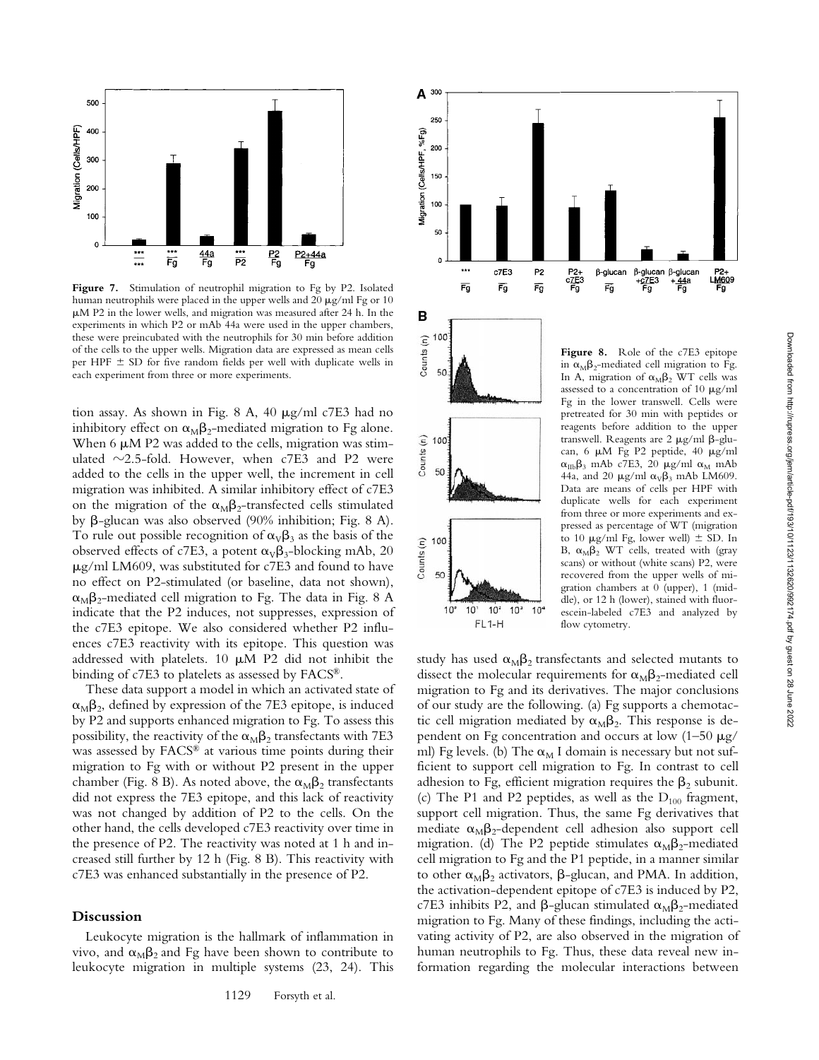**Figure 7.** Stimulation of neutrophil migration to Fg by P2. Isolated human neutrophils were placed in the upper wells and 20 μg/ml Fg or 10 μM P2 in the lower wells, and migration was measured after 24 h. In the experiments in which P2 or mAb 44a were used in the upper chambers, these were preincubated with the neutrophils for 30 min before addition of the cells to the upper wells. Migration data are expressed as mean cells per HPF ± SD for five random fields per well with duplicate wells in each experiment from three or more experiments.

tion assay. As shown in Fig. 8 A, 40 μg/ml c7E3 had no inhibitory effect on $\alpha_M\beta_2$-mediated migration to Fg alone. When 6 μM P2 was added to the cells, migration was stimulated ~2.5-fold. However, when c7E3 and P2 were added to the cells in the upper well, the increment in cell migration was inhibited. A similar inhibitory effect of c7E3 on the migration of the $\alpha_M\beta_2$-transfected cells stimulated by β-glucan was also observed (90% inhibition; Fig. 8 A). To rule out possible recognition of $\alpha_V\beta_3$ as the basis of the observed effects of c7E3, a potent $\alpha_V\beta_3$-blocking mAb, 20 μg/ml LM609, was substituted for c7E3 and found to have no effect on P2-stimulated (or baseline, data not shown), $\alpha_M\beta_2$-mediated cell migration to Fg. The data in Fig. 8 A indicate that the P2 induces, not suppresses, expression of the c7E3 epitope. We also considered whether P2 influences c7E3 reactivity with its epitope. This question was addressed with platelets. 10 μM P2 did not inhibit the binding of c7E3 to platelets as assessed by FACS®.

These data support a model in which an activated state of $\alpha_M\beta_2$, defined by expression of the 7E3 epitope, is induced by P2 and supports enhanced migration to Fg. To assess this possibility, the reactivity of the $\alpha_M\beta_2$ transfectants with 7E3 was assessed by FACS® at various time points during their migration to Fg with or without P2 present in the upper chamber (Fig. 8 B). As noted above, the $\alpha_M\beta_2$ transfectants did not express the 7E3 epitope, and this lack of reactivity was not changed by addition of P2 to the cells. On the other hand, the cells developed c7E3 reactivity over time in the presence of P2. The reactivity was noted at 1 h and increased still further by 12 h (Fig. 8 B). This reactivity with c7E3 was enhanced substantially in the presence of P2.

**Figure 8.** Role of the c7E3 epitope in $\alpha_M\beta_2$-mediated cell migration to Fg. In A, migration of $\alpha_M\beta_2$ WT cells was assessed to a concentration of 10 μg/ml Fg in the lower transwell. Cells were pretreated for 30 min with peptides or reagents before addition to the upper transwell. Reagents are 2 μg/ml β-glucan, 6 μM Fg P2 peptide, 40 μg/ml $\alpha_{IIb}\beta_3$ mAb c7E3, 20 μg/ml $\alpha_M$ mAb 44a, and 20 μg/ml $\alpha_V\beta_3$ mAb LM609. Data are means of cells per HPF with duplicate wells for each experiment from three or more experiments and expressed as percentage of WT (migration to 10 μg/ml Fg, lower well) ± SD. In B, $\alpha_M\beta_2$ WT cells, treated with (gray scans) or without (white scans) P2, were recovered from the upper wells of migration chambers at 0 (upper), 1 (middle), or 12 h (lower), stained with fluorescein-labeled c7E3 and analyzed by flow cytometry.

## Discussion

Leukocyte migration is the hallmark of inflammation in vivo, and $\alpha_M\beta_2$ and Fg have been shown to contribute to leukocyte migration in multiple systems (23, 24). This study has used $\alpha_M\beta_2$ transfectants and selected mutants to dissect the molecular requirements for $\alpha_M\beta_2$-mediated cell migration to Fg and its derivatives. The major conclusions of our study are the following. (a) Fg supports a chemotactic cell migration mediated by $\alpha_M\beta_2$. This response is dependent on Fg concentration and occurs at low (1–50 μg/ml) Fg levels. (b) The $\alpha_M$ I domain is necessary but not sufficient to support cell migration to Fg. In contrast to cell adhesion to Fg, efficient migration requires the $\beta_2$ subunit. (c) The P1 and P2 peptides, as well as the $D_{100}$ fragment, support cell migration. Thus, the same Fg derivatives that mediate $\alpha_M\beta_2$-dependent cell adhesion also support cell migration. (d) The P2 peptide stimulates $\alpha_M\beta_2$-mediated cell migration to Fg and the P1 peptide, in a manner similar to other $\alpha_M\beta_2$ activators, β-glucan, and PMA. In addition, the activation-dependent epitope of c7E3 is induced by P2, c7E3 inhibits P2, and β-glucan stimulated $\alpha_M\beta_2$-mediated migration to Fg. Many of these findings, including the activating activity of P2, are also observed in the migration of human neutrophils to Fg. Thus, these data reveal new information regarding the molecular interactions between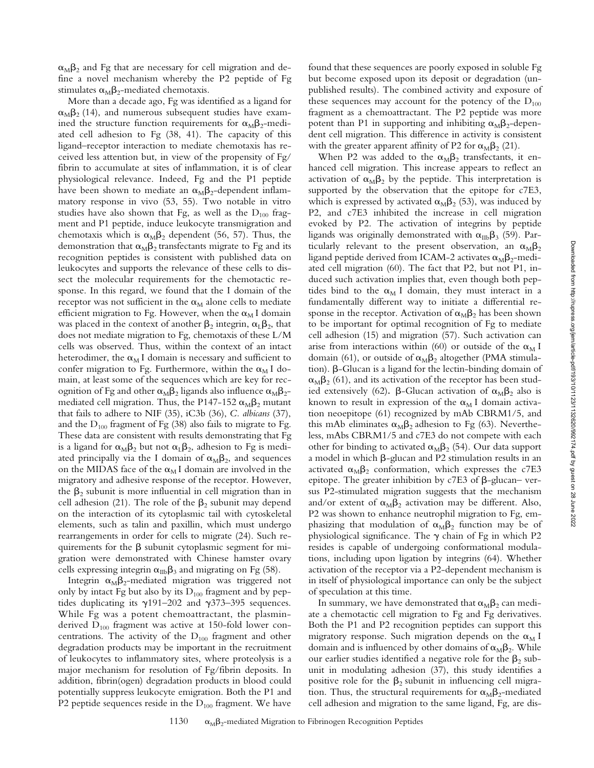$\alpha_M\beta_2$ and Fg that are necessary for cell migration and define a novel mechanism whereby the P2 peptide of Fg stimulates $\alpha_M\beta_2$-mediated chemotaxis.

More than a decade ago, Fg was identified as a ligand for $\alpha_M\beta_2$ (14), and numerous subsequent studies have examined the structure function requirements for $\alpha_M\beta_2$-mediated cell adhesion to Fg (38, 41). The capacity of this ligand–receptor interaction to mediate chemotaxis has received less attention but, in view of the propensity of Fg/fibrin to accumulate at sites of inflammation, it is of clear physiological relevance. Indeed, Fg and the P1 peptide have been shown to mediate an $\alpha_M\beta_2$-dependent inflammatory response in vivo (53, 55). Two notable in vitro studies have also shown that Fg, as well as the $D_{100}$ fragment and P1 peptide, induce leukocyte transmigration and chemotaxis which is $\alpha_M\beta_2$ dependent (56, 57). Thus, the demonstration that $\alpha_M\beta_2$ transfectants migrate to Fg and its recognition peptides is consistent with published data on leukocytes and supports the relevance of these cells to dissect the molecular requirements for the chemotactic response. In this regard, we found that the I domain of the receptor was not sufficient in the $\alpha_M$ alone cells to mediate efficient migration to Fg. However, when the $\alpha_M$ I domain was placed in the context of another $\beta_2$ integrin, $\alpha_L\beta_2$, that does not mediate migration to Fg, chemotaxis of these L/M cells was observed. Thus, within the context of an intact heterodimer, the $\alpha_M$ I domain is necessary and sufficient to confer migration to Fg. Furthermore, within the $\alpha_M$ I domain, at least some of the sequences which are key for recognition of Fg and other $\alpha_M\beta_2$ ligands also influence $\alpha_M\beta_2$-mediated cell migration. Thus, the P147-152 $\alpha_M\beta_2$ mutant that fails to adhere to NIF (35), iC3b (36), *C. albicans* (37), and the $D_{100}$ fragment of Fg (38) also fails to migrate to Fg. These data are consistent with results demonstrating that Fg is a ligand for $\alpha_M\beta_2$ but not $\alpha_L\beta_2$, adhesion to Fg is mediated principally via the I domain of $\alpha_M\beta_2$, and sequences on the MIDAS face of the $\alpha_M$ I domain are involved in the migratory and adhesive response of the receptor. However, the $\beta_2$ subunit is more influential in cell migration than in cell adhesion (21). The role of the $\beta_2$ subunit may depend on the interaction of its cytoplasmic tail with cytoskeletal elements, such as talin and paxillin, which must undergo rearrangements in order for cells to migrate (24). Such requirements for the $\beta$ subunit cytoplasmic segment for migration were demonstrated with Chinese hamster ovary cells expressing integrin $\alpha_{IIb}\beta_3$ and migrating on Fg (58).

Integrin $\alpha_M\beta_2$-mediated migration was triggered not only by intact Fg but also by its $D_{100}$ fragment and by peptides duplicating its $\gamma$191–202 and $\gamma$373–395 sequences. While Fg was a potent chemoattractant, the plasmin-derived $D_{100}$ fragment was active at 150-fold lower concentrations. The activity of the $D_{100}$ fragment and other degradation products may be important in the recruitment of leukocytes to inflammatory sites, where proteolysis is a major mechanism for resolution of Fg/fibrin deposits. In addition, fibrin(ogen) degradation products in blood could potentially suppress leukocyte emigration. Both the P1 and P2 peptide sequences reside in the $D_{100}$ fragment. We have found that these sequences are poorly exposed in soluble Fg but become exposed upon its deposit or degradation (unpublished results). The combined activity and exposure of these sequences may account for the potency of the $D_{100}$ fragment as a chemoattractant. The P2 peptide was more potent than P1 in supporting and inhibiting $\alpha_M\beta_2$-dependent cell migration. This difference in activity is consistent with the greater apparent affinity of P2 for $\alpha_M\beta_2$ (21).

When P2 was added to the $\alpha_M\beta_2$ transfectants, it enhanced cell migration. This increase appears to reflect an activation of $\alpha_M\beta_2$ by the peptide. This interpretation is supported by the observation that the epitope for c7E3, which is expressed by activated $\alpha_M\beta_2$ (53), was induced by P2, and c7E3 inhibited the increase in cell migration evoked by P2. The activation of integrins by peptide ligands was originally demonstrated with $\alpha_{IIb}\beta_3$ (59). Particularly relevant to the present observation, an $\alpha_M\beta_2$ ligand peptide derived from ICAM-2 activates $\alpha_M\beta_2$-mediated cell migration (60). The fact that P2, but not P1, induced such activation implies that, even though both peptides bind to the $\alpha_M$ I domain, they must interact in a fundamentally different way to initiate a differential response in the receptor. Activation of $\alpha_M\beta_2$ has been shown to be important for optimal recognition of Fg to mediate cell adhesion (15) and migration (57). Such activation can arise from interactions within (60) or outside of the $\alpha_M$ I domain (61), or outside of $\alpha_M\beta_2$ altogether (PMA stimulation). $\beta$-Glucan is a ligand for the lectin-binding domain of $\alpha_M\beta_2$ (61), and its activation of the receptor has been studied extensively (62). $\beta$-Glucan activation of $\alpha_M\beta_2$ also is known to result in expression of the $\alpha_M$ I domain activation neoepitope (61) recognized by mAb CBRM1/5, and this mAb eliminates $\alpha_M\beta_2$ adhesion to Fg (63). Nevertheless, mAbs CBRM1/5 and c7E3 do not compete with each other for binding to activated $\alpha_M\beta_2$ (54). Our data support a model in which $\beta$-glucan and P2 stimulation results in an activated $\alpha_M\beta_2$ conformation, which expresses the c7E3 epitope. The greater inhibition by c7E3 of $\beta$-glucan– versus P2-stimulated migration suggests that the mechanism and/or extent of $\alpha_M\beta_2$ activation may be different. Also, P2 was shown to enhance neutrophil migration to Fg, emphasizing that modulation of $\alpha_M\beta_2$ function may be of physiological significance. The $\gamma$ chain of Fg in which P2 resides is capable of undergoing conformational modulations, including upon ligation by integrins (64). Whether activation of the receptor via a P2-dependent mechanism is in itself of physiological importance can only be the subject of speculation at this time.

In summary, we have demonstrated that $\alpha_M\beta_2$ can mediate a chemotactic cell migration to Fg and Fg derivatives. Both the P1 and P2 recognition peptides can support this migratory response. Such migration depends on the $\alpha_M$ I domain and is influenced by other domains of $\alpha_M\beta_2$. While our earlier studies identified a negative role for the $\beta_2$ subunit in modulating adhesion (37), this study identifies a positive role for the $\beta_2$ subunit in influencing cell migration. Thus, the structural requirements for $\alpha_M\beta_2$-mediated cell adhesion and migration to the same ligand, Fg, are dis-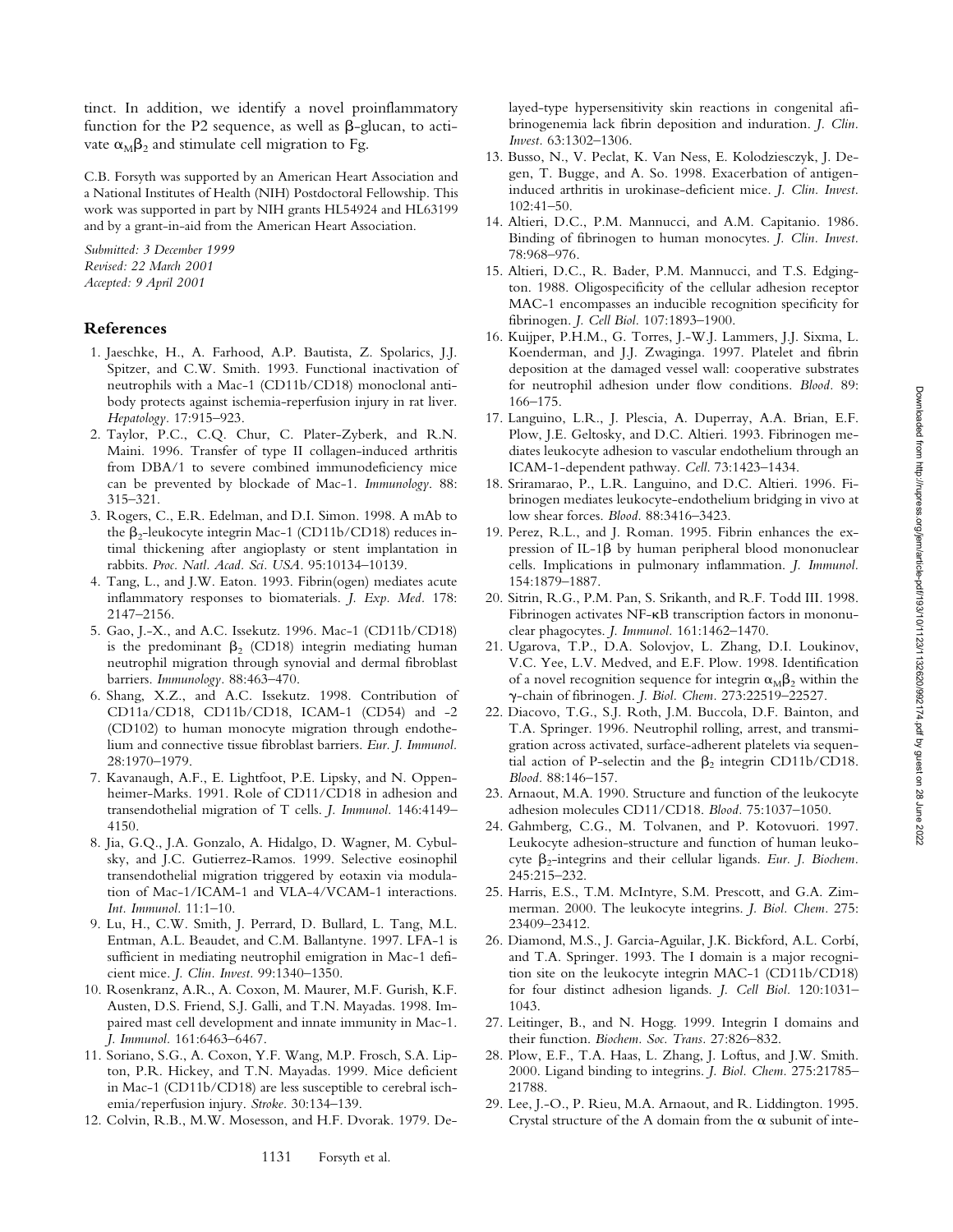tinct. In addition, we identify a novel proinflammatory function for the P2 sequence, as well as β-glucan, to activate $\alpha_M\beta_2$ and stimulate cell migration to Fg.

C.B. Forsyth was supported by an American Heart Association and a National Institutes of Health (NIH) Postdoctoral Fellowship. This work was supported in part by NIH grants HL54924 and HL63199 and by a grant-in-aid from the American Heart Association.

*Submitted: 3 December 1999*
*Revised: 22 March 2001*
*Accepted: 9 April 2001*

## References

1. Jaeschke, H., A. Farhood, A.P. Bautista, Z. Spolarics, J.J. Spitzer, and C.W. Smith. 1993. Functional inactivation of neutrophils with a Mac-1 (CD11b/CD18) monoclonal antibody protects against ischemia-reperfusion injury in rat liver. *Hepatology.* 17:915–923.
2. Taylor, P.C., C.Q. Chur, C. Plater-Zyberk, and R.N. Maini. 1996. Transfer of type II collagen-induced arthritis from DBA/1 to severe combined immunodeficiency mice can be prevented by blockade of Mac-1. *Immunology.* 88: 315–321.
3. Rogers, C., E.R. Edelman, and D.I. Simon. 1998. A mAb to the $\beta_2$-leukocyte integrin Mac-1 (CD11b/CD18) reduces intimal thickening after angioplasty or stent implantation in rabbits. *Proc. Natl. Acad. Sci. USA.* 95:10134–10139.
4. Tang, L., and J.W. Eaton. 1993. Fibrin(ogen) mediates acute inflammatory responses to biomaterials. *J. Exp. Med.* 178: 2147–2156.
5. Gao, J.-X., and A.C. Issekutz. 1996. Mac-1 (CD11b/CD18) is the predominant $\beta_2$ (CD18) integrin mediating human neutrophil migration through synovial and dermal fibroblast barriers. *Immunology.* 88:463–470.
6. Shang, X.Z., and A.C. Issekutz. 1998. Contribution of CD11a/CD18, CD11b/CD18, ICAM-1 (CD54) and -2 (CD102) to human monocyte migration through endothelium and connective tissue fibroblast barriers. *Eur. J. Immunol.* 28:1970–1979.
7. Kavanaugh, A.F., E. Lightfoot, P.E. Lipsky, and N. Oppenheimer-Marks. 1991. Role of CD11/CD18 in adhesion and transendothelial migration of T cells. *J. Immunol.* 146:4149–4150.
8. Jia, G.Q., J.A. Gonzalo, A. Hidalgo, D. Wagner, M. Cybulsky, and J.C. Gutierrez-Ramos. 1999. Selective eosinophil transendothelial migration triggered by eotaxin via modulation of Mac-1/ICAM-1 and VLA-4/VCAM-1 interactions. *Int. Immunol.* 11:1–10.
9. Lu, H., C.W. Smith, J. Perrard, D. Bullard, L. Tang, M.L. Entman, A.L. Beaudet, and C.M. Ballantyne. 1997. LFA-1 is sufficient in mediating neutrophil emigration in Mac-1 deficient mice. *J. Clin. Invest.* 99:1340–1350.
10. Rosenkranz, A.R., A. Coxon, M. Maurer, M.F. Gurish, K.F. Austen, D.S. Friend, S.J. Galli, and T.N. Mayadas. 1998. Impaired mast cell development and innate immunity in Mac-1. *J. Immunol.* 161:6463–6467.
11. Soriano, S.G., A. Coxon, Y.F. Wang, M.P. Frosch, S.A. Lipton, P.R. Hickey, and T.N. Mayadas. 1999. Mice deficient in Mac-1 (CD11b/CD18) are less susceptible to cerebral ischemia/reperfusion injury. *Stroke.* 30:134–139.
12. Colvin, R.B., M.W. Mosesson, and H.F. Dvorak. 1979. Delayed-type hypersensitivity skin reactions in congenital afibrinogenemia lack fibrin deposition and induration. *J. Clin. Invest.* 63:1302–1306.
13. Busso, N., V. Peclat, K. Van Ness, E. Kolodziesczyk, J. Degen, T. Bugge, and A. So. 1998. Exacerbation of antigen-induced arthritis in urokinase-deficient mice. *J. Clin. Invest.* 102:41–50.
14. Altieri, D.C., P.M. Mannucci, and A.M. Capitanio. 1986. Binding of fibrinogen to human monocytes. *J. Clin. Invest.* 78:968–976.
15. Altieri, D.C., R. Bader, P.M. Mannucci, and T.S. Edgington. 1988. Oligospecificity of the cellular adhesion receptor MAC-1 encompasses an inducible recognition specificity for fibrinogen. *J. Cell Biol.* 107:1893–1900.
16. Kuijper, P.H.M., G. Torres, J.-W.J. Lammers, J.J. Sixma, L. Koenderman, and J.J. Zwaginga. 1997. Platelet and fibrin deposition at the damaged vessel wall: cooperative substrates for neutrophil adhesion under flow conditions. *Blood.* 89: 166–175.
17. Languino, L.R., J. Plescia, A. Duperray, A.A. Brian, E.F. Plow, J.E. Geltosky, and D.C. Altieri. 1993. Fibrinogen mediates leukocyte adhesion to vascular endothelium through an ICAM-1-dependent pathway. *Cell.* 73:1423–1434.
18. Sriramarao, P., L.R. Languino, and D.C. Altieri. 1996. Fibrinogen mediates leukocyte-endothelium bridging in vivo at low shear forces. *Blood.* 88:3416–3423.
19. Perez, R.L., and J. Roman. 1995. Fibrin enhances the expression of IL-1β by human peripheral blood mononuclear cells. Implications in pulmonary inflammation. *J. Immunol.* 154:1879–1887.
20. Sitrin, R.G., P.M. Pan, S. Srikanth, and R.F. Todd III. 1998. Fibrinogen activates NF-κB transcription factors in mononuclear phagocytes. *J. Immunol.* 161:1462–1470.
21. Ugarova, T.P., D.A. Solovjov, L. Zhang, D.I. Loukinov, V.C. Yee, L.V. Medved, and E.F. Plow. 1998. Identification of a novel recognition sequence for integrin $\alpha_M\beta_2$ within the γ-chain of fibrinogen. *J. Biol. Chem.* 273:22519–22527.
22. Diacovo, T.G., S.J. Roth, J.M. Buccola, D.F. Bainton, and T.A. Springer. 1996. Neutrophil rolling, arrest, and transmigration across activated, surface-adherent platelets via sequential action of P-selectin and the $\beta_2$ integrin CD11b/CD18. *Blood.* 88:146–157.
23. Arnaout, M.A. 1990. Structure and function of the leukocyte adhesion molecules CD11/CD18. *Blood.* 75:1037–1050.
24. Gahmberg, C.G., M. Tolvanen, and P. Kotovuori. 1997. Leukocyte adhesion-structure and function of human leukocyte $\beta_2$-integrins and their cellular ligands. *Eur. J. Biochem.* 245:215–232.
25. Harris, E.S., T.M. McIntyre, S.M. Prescott, and G.A. Zimmerman. 2000. The leukocyte integrins. *J. Biol. Chem.* 275: 23409–23412.
26. Diamond, M.S., J. Garcia-Aguilar, J.K. Bickford, A.L. Corbí, and T.A. Springer. 1993. The I domain is a major recognition site on the leukocyte integrin MAC-1 (CD11b/CD18) for four distinct adhesion ligands. *J. Cell Biol.* 120:1031–1043.
27. Leitinger, B., and N. Hogg. 1999. Integrin I domains and their function. *Biochem. Soc. Trans.* 27:826–832.
28. Plow, E.F., T.A. Haas, L. Zhang, J. Loftus, and J.W. Smith. 2000. Ligand binding to integrins. *J. Biol. Chem.* 275:21785–21788.
29. Lee, J.-O., P. Rieu, M.A. Arnaout, and R. Liddington. 1995. Crystal structure of the A domain from the α subunit of inte-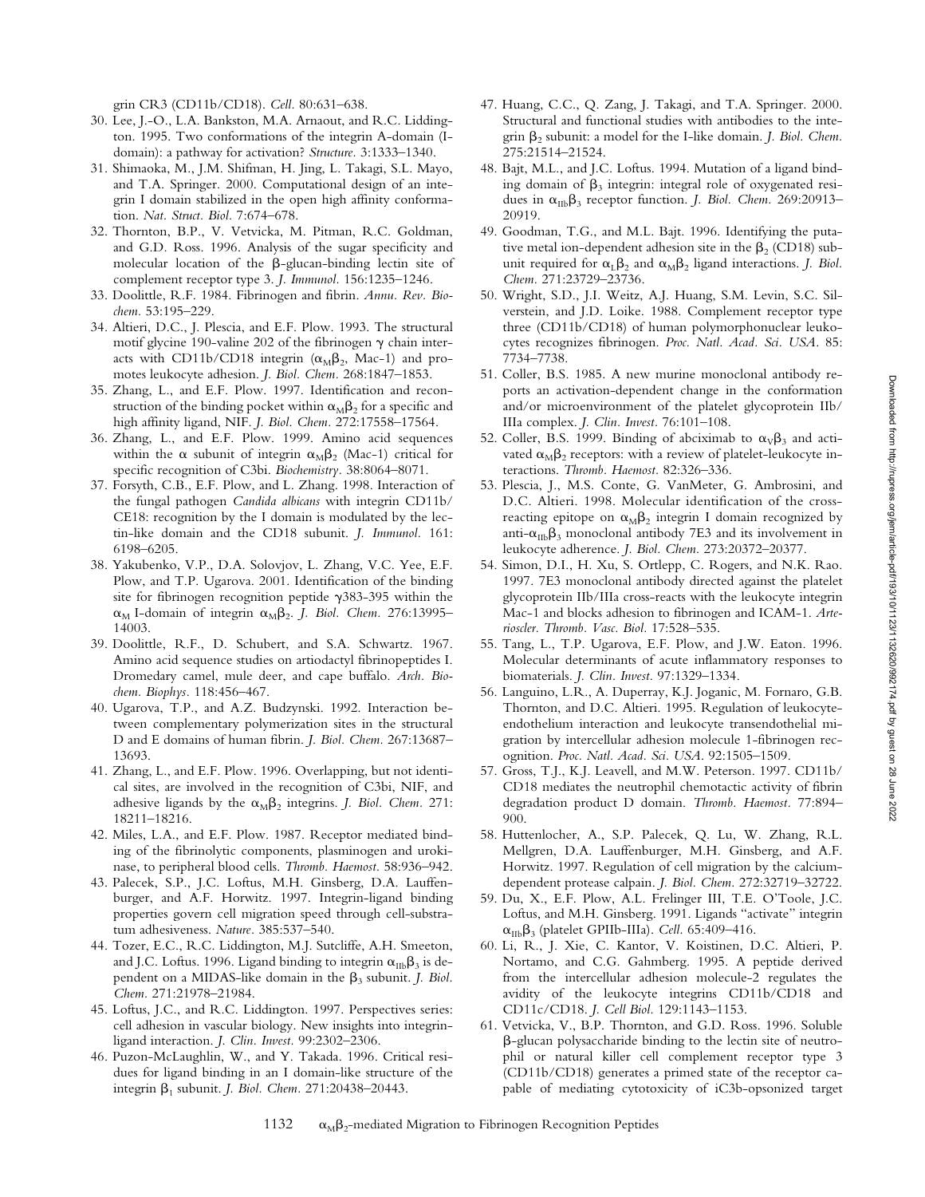grin CR3 (CD11b/CD18). *Cell.* 80:631–638.

30. Lee, J.-O., L.A. Bankston, M.A. Arnaout, and R.C. Liddington. 1995. Two conformations of the integrin A-domain (I-domain): a pathway for activation? *Structure.* 3:1333–1340.
31. Shimaoka, M., J.M. Shifman, H. Jing, L. Takagi, S.L. Mayo, and T.A. Springer. 2000. Computational design of an integrin I domain stabilized in the open high affinity conformation. *Nat. Struct. Biol.* 7:674–678.
32. Thornton, B.P., V. Vetvicka, M. Pitman, R.C. Goldman, and G.D. Ross. 1996. Analysis of the sugar specificity and molecular location of the β-glucan-binding lectin site of complement receptor type 3. *J. Immunol.* 156:1235–1246.
33. Doolittle, R.F. 1984. Fibrinogen and fibrin. *Annu. Rev. Biochem.* 53:195–229.
34. Altieri, D.C., J. Plescia, and E.F. Plow. 1993. The structural motif glycine 190-valine 202 of the fibrinogen γ chain interacts with CD11b/CD18 integrin ($\alpha_M\beta_2$, Mac-1) and promotes leukocyte adhesion. *J. Biol. Chem.* 268:1847–1853.
35. Zhang, L., and E.F. Plow. 1997. Identification and reconstruction of the binding pocket within $\alpha_M\beta_2$ for a specific and high affinity ligand, NIF. *J. Biol. Chem.* 272:17558–17564.
36. Zhang, L., and E.F. Plow. 1999. Amino acid sequences within the α subunit of integrin $\alpha_M\beta_2$ (Mac-1) critical for specific recognition of C3bi. *Biochemistry.* 38:8064–8071.
37. Forsyth, C.B., E.F. Plow, and L. Zhang. 1998. Interaction of the fungal pathogen *Candida albicans* with integrin CD11b/CE18: recognition by the I domain is modulated by the lectin-like domain and the CD18 subunit. *J. Immunol.* 161: 6198–6205.
38. Yakubenko, V.P., D.A. Solovjov, L. Zhang, V.C. Yee, E.F. Plow, and T.P. Ugarova. 2001. Identification of the binding site for fibrinogen recognition peptide γ383-395 within the $\alpha_M$ I-domain of integrin $\alpha_M\beta_2$. *J. Biol. Chem.* 276:13995–14003.
39. Doolittle, R.F., D. Schubert, and S.A. Schwartz. 1967. Amino acid sequence studies on artiodactyl fibrinopeptides I. Dromedary camel, mule deer, and cape buffalo. *Arch. Biochem. Biophys.* 118:456–467.
40. Ugarova, T.P., and A.Z. Budzynski. 1992. Interaction between complementary polymerization sites in the structural D and E domains of human fibrin. *J. Biol. Chem.* 267:13687–13693.
41. Zhang, L., and E.F. Plow. 1996. Overlapping, but not identical sites, are involved in the recognition of C3bi, NIF, and adhesive ligands by the $\alpha_M\beta_2$ integrins. *J. Biol. Chem.* 271: 18211–18216.
42. Miles, L.A., and E.F. Plow. 1987. Receptor mediated binding of the fibrinolytic components, plasminogen and urokinase, to peripheral blood cells. *Thromb. Haemost.* 58:936–942.
43. Palecek, S.P., J.C. Loftus, M.H. Ginsberg, D.A. Lauffenburger, and A.F. Horwitz. 1997. Integrin-ligand binding properties govern cell migration speed through cell-substratum adhesiveness. *Nature.* 385:537–540.
44. Tozer, E.C., R.C. Liddington, M.J. Sutcliffe, A.H. Smeeton, and J.C. Loftus. 1996. Ligand binding to integrin $\alpha_{IIb}\beta_3$ is dependent on a MIDAS-like domain in the $\beta_3$ subunit. *J. Biol. Chem.* 271:21978–21984.
45. Loftus, J.C., and R.C. Liddington. 1997. Perspectives series: cell adhesion in vascular biology. New insights into integrin-ligand interaction. *J. Clin. Invest.* 99:2302–2306.
46. Puzon-McLaughlin, W., and Y. Takada. 1996. Critical residues for ligand binding in an I domain-like structure of the integrin $\beta_1$ subunit. *J. Biol. Chem.* 271:20438–20443.
47. Huang, C.C., Q. Zang, J. Takagi, and T.A. Springer. 2000. Structural and functional studies with antibodies to the integrin $\beta_2$ subunit: a model for the I-like domain. *J. Biol. Chem.* 275:21514–21524.
48. Bajt, M.L., and J.C. Loftus. 1994. Mutation of a ligand binding domain of $\beta_3$ integrin: integral role of oxygenated residues in $\alpha_{IIb}\beta_3$ receptor function. *J. Biol. Chem.* 269:20913–20919.
49. Goodman, T.G., and M.L. Bajt. 1996. Identifying the putative metal ion-dependent adhesion site in the $\beta_2$ (CD18) subunit required for $\alpha_L\beta_2$ and $\alpha_M\beta_2$ ligand interactions. *J. Biol. Chem.* 271:23729–23736.
50. Wright, S.D., J.I. Weitz, A.J. Huang, S.M. Levin, S.C. Silverstein, and J.D. Loike. 1988. Complement receptor type three (CD11b/CD18) of human polymorphonuclear leukocytes recognizes fibrinogen. *Proc. Natl. Acad. Sci. USA.* 85: 7734–7738.
51. Coller, B.S. 1985. A new murine monoclonal antibody reports an activation-dependent change in the conformation and/or microenvironment of the platelet glycoprotein IIb/IIIa complex. *J. Clin. Invest.* 76:101–108.
52. Coller, B.S. 1999. Binding of abciximab to $\alpha_V\beta_3$ and activated $\alpha_M\beta_2$ receptors: with a review of platelet-leukocyte interactions. *Thromb. Haemost.* 82:326–336.
53. Plescia, J., M.S. Conte, G. VanMeter, G. Ambrosini, and D.C. Altieri. 1998. Molecular identification of the cross-reacting epitope on $\alpha_M\beta_2$ integrin I domain recognized by anti-$\alpha_{IIb}\beta_3$ monoclonal antibody 7E3 and its involvement in leukocyte adherence. *J. Biol. Chem.* 273:20372–20377.
54. Simon, D.I., H. Xu, S. Ortlepp, C. Rogers, and N.K. Rao. 1997. 7E3 monoclonal antibody directed against the platelet glycoprotein IIb/IIIa cross-reacts with the leukocyte integrin Mac-1 and blocks adhesion to fibrinogen and ICAM-1. *Arterioscler. Thromb. Vasc. Biol.* 17:528–535.
55. Tang, L., T.P. Ugarova, E.F. Plow, and J.W. Eaton. 1996. Molecular determinants of acute inflammatory responses to biomaterials. *J. Clin. Invest.* 97:1329–1334.
56. Languino, L.R., A. Duperray, K.J. Joganic, M. Fornaro, G.B. Thornton, and D.C. Altieri. 1995. Regulation of leukocyte-endothelium interaction and leukocyte transendothelial migration by intercellular adhesion molecule 1-fibrinogen recognition. *Proc. Natl. Acad. Sci. USA.* 92:1505–1509.
57. Gross, T.J., K.J. Leavell, and M.W. Peterson. 1997. CD11b/CD18 mediates the neutrophil chemotactic activity of fibrin degradation product D domain. *Thromb. Haemost.* 77:894–900.
58. Huttenlocher, A., S.P. Palecek, Q. Lu, W. Zhang, R.L. Mellgren, D.A. Lauffenburger, M.H. Ginsberg, and A.F. Horwitz. 1997. Regulation of cell migration by the calcium-dependent protease calpain. *J. Biol. Chem.* 272:32719–32722.
59. Du, X., E.F. Plow, A.L. Frelinger III, T.E. O'Toole, J.C. Loftus, and M.H. Ginsberg. 1991. Ligands "activate" integrin $\alpha_{IIb}\beta_3$ (platelet GPIIb-IIIa). *Cell.* 65:409–416.
60. Li, R., J. Xie, C. Kantor, V. Koistinen, D.C. Altieri, P. Nortamo, and C.G. Gahmberg. 1995. A peptide derived from the intercellular adhesion molecule-2 regulates the avidity of the leukocyte integrins CD11b/CD18 and CD11c/CD18. *J. Cell Biol.* 129:1143–1153.
61. Vetvicka, V., B.P. Thornton, and G.D. Ross. 1996. Soluble β-glucan polysaccharide binding to the lectin site of neutrophil or natural killer cell complement receptor type 3 (CD11b/CD18) generates a primed state of the receptor capable of mediating cytotoxicity of iC3b-opsonized target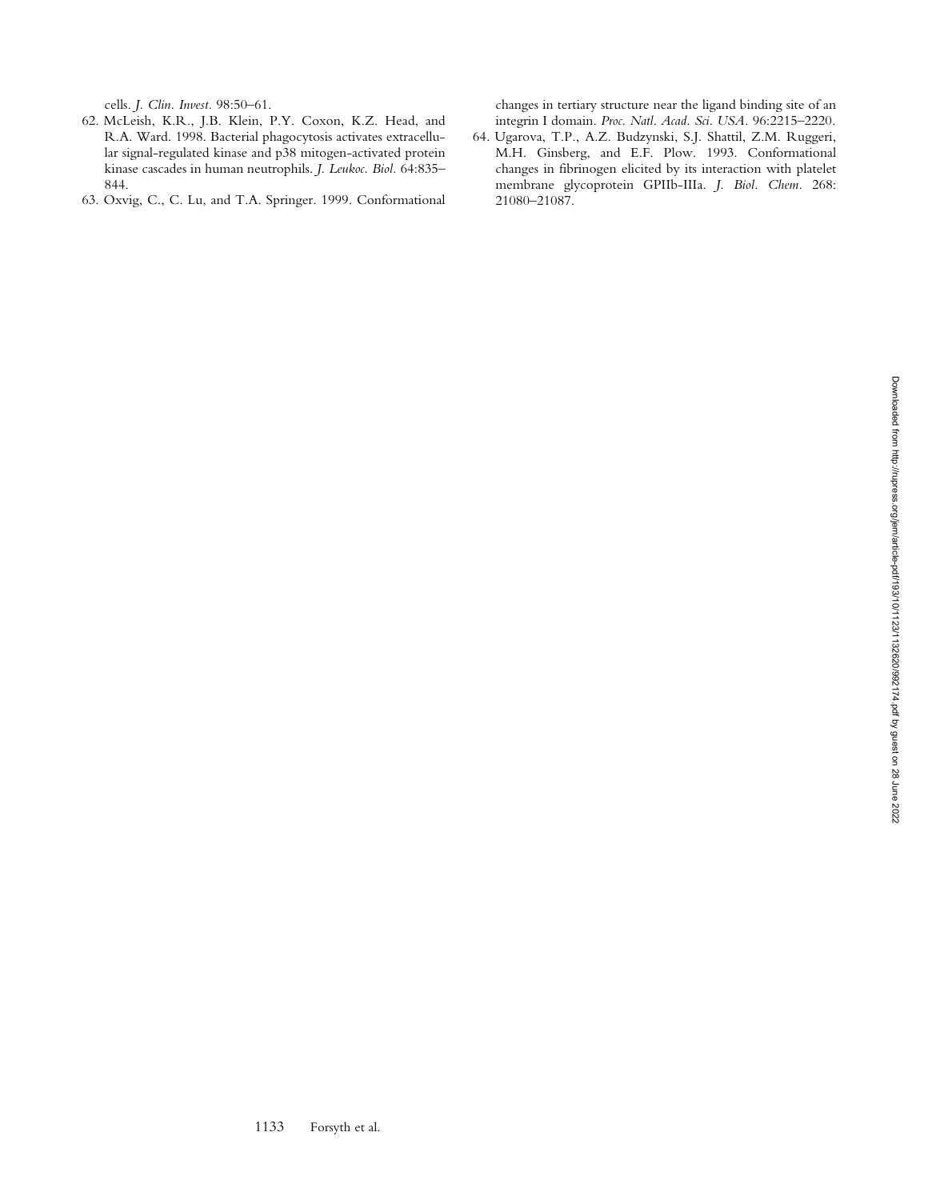cells. *J. Clin. Invest.* 98:50–61.

62. McLeish, K.R., J.B. Klein, P.Y. Coxon, K.Z. Head, and R.A. Ward. 1998. Bacterial phagocytosis activates extracellular signal-regulated kinase and p38 mitogen-activated protein kinase cascades in human neutrophils. *J. Leukoc. Biol.* 64:835–844.
63. Oxvig, C., C. Lu, and T.A. Springer. 1999. Conformational changes in tertiary structure near the ligand binding site of an integrin I domain. *Proc. Natl. Acad. Sci. USA.* 96:2215–2220.
64. Ugarova, T.P., A.Z. Budzynski, S.J. Shattil, Z.M. Ruggeri, M.H. Ginsberg, and E.F. Plow. 1993. Conformational changes in fibrinogen elicited by its interaction with platelet membrane glycoprotein GPIIb-IIIa. *J. Biol. Chem.* 268: 21080–21087.